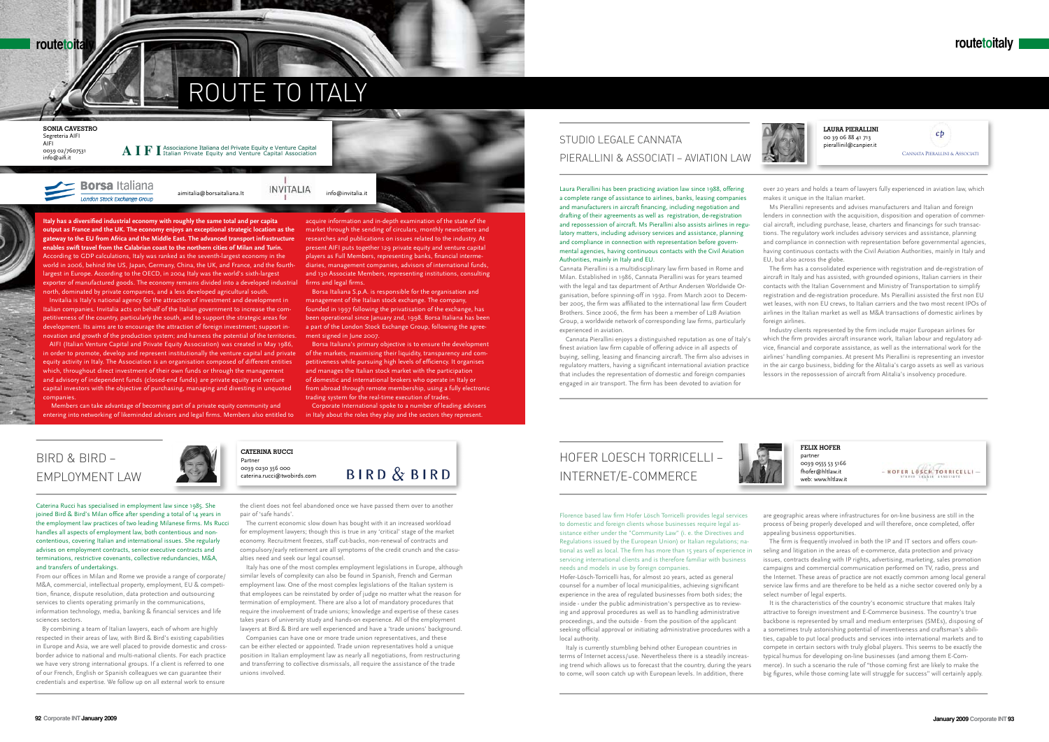# ROUTE TO ITALY

**SONIA CAVESTRO**
Segreteria AIFI
AIFI
0039 02/7607531
info@aifi.it

AIFI Associazione Italiana del Private Equity e Venture Capital / Italian Private Equity and Venture Capital Association

Borsa Italiana – London Stock Exchange Group — aimitalia@borsaitaliana.it

INVITALIA — info@invitalia.it

**Italy has a diversified industrial economy with roughly the same total and per capita output as France and the UK. The economy enjoys an exceptional strategic location as the gateway to the EU from Africa and the Middle East. The advanced transport infrastructure enables swift travel from the Calabrian coast to the northern cities of Milan and Turin.**

According to GDP calculations, Italy was ranked as the seventh-largest economy in the world in 2006, behind the US, Japan, Germany, China, the UK, and France, and the fourth-largest in Europe. According to the OECD, in 2004 Italy was the world's sixth-largest exporter of manufactured goods. The economy remains divided into a developed industrial north, dominated by private companies, and a less developed agricultural south.

Invitalia is Italy's national agency for the attraction of investment and development in Italian companies. Invitalia acts on behalf of the Italian government to increase the competitiveness of the country, particularly the south, and to support the strategic areas for development. Its aims are to encourage the attraction of foreign investment; support innovation and growth of the production system; and harness the potential of the territories.

AIFI (Italian Venture Capital and Private Equity Association) was created in May 1986, in order to promote, develop and represent institutionally the venture capital and private equity activity in Italy. The Association is an organisation composed of different entities which, throughout direct investment of their own funds or through the management and advisory of independent funds (closed-end funds) are private equity and venture capital investors with the objective of purchasing, managing and divesting in unquoted companies.

Members can take advantage of becoming part of a private equity community and entering into networking of likeminded advisers and legal firms. Members also entitled to acquire information and in-depth examination of the state of the market through the sending of circulars, monthly newsletters and researches and publications on issues related to the industry. At present AIFI puts together 129 private equity and venture capital players as Full Members, representing banks, financial intermediaries, management companies, advisors of international funds, and 130 Associate Members, representing institutions, consulting firms and legal firms.

Borsa Italiana S.p.A. is responsible for the organisation and management of the Italian stock exchange. The company, founded in 1997 following the privatisation of the exchange, has been operational since January 2nd, 1998. Borsa Italiana has been a part of the London Stock Exchange Group, following the agreement signed in June 2007.

Borsa Italiana's primary objective is to ensure the development of the markets, maximising their liquidity, transparency and competitiveness while pursuing high levels of efficiency. It organises and manages the Italian stock market with the participation of domestic and international brokers who operate in Italy or from abroad through remote membership, using a fully electronic trading system for the real-time execution of trades.

Corporate International spoke to a number of leading advisers in Italy about the roles they play and the sectors they represent.

## BIRD & BIRD – EMPLOYMENT LAW

**CATERINA RUCCI**
Partner
0039 0230 356 000
caterina.rucci@twobirds.com

BIRD & BIRD

Caterina Rucci has specialised in employment law since 1985. She joined Bird & Bird's Milan office after spending a total of 14 years in the employment law practices of two leading Milanese firms. Ms Rucci handles all aspects of employment law, both contentious and non-contentious, covering Italian and international issues. She regularly advises on employment contracts, senior executive contracts and terminations, restrictive covenants, collective redundancies, M&A, and transfers of undertakings.

From our offices in Milan and Rome we provide a range of corporate/M&A, commercial, intellectual property, employment, EU & competition, finance, dispute resolution, data protection and outsourcing services to clients operating primarily in the communications, information technology, media, banking & financial services and life sciences sectors.

By combining a team of Italian lawyers, each of whom are highly respected in their areas of law, with Bird & Bird's existing capabilities in Europe and Asia, we are well placed to provide domestic and cross-border advice to national and multi-national clients. For each practice we have very strong international groups. If a client is referred to one of our French, English or Spanish colleagues we can guarantee their credentials and expertise. We follow up on all external work to ensure the client does not feel abandoned once we have passed them over to another pair of 'safe hands'.

The current economic slow down has bought with it an increased workload for employment lawyers; though this is true in any 'critical' stage of the market economy. Recruitment freezes, staff cut-backs, non-renewal of contracts and compulsory/early retirement are all symptoms of the credit crunch and the casualties need and seek our legal counsel.

Italy has one of the most complex employment legislations in Europe, although similar levels of complexity can also be found in Spanish, French and German employment law. One of the most complex legislations of the Italian system is that employees can be reinstated by order of judge no matter what the reason for termination of employment. There are also a lot of mandatory procedures that require the involvement of trade unions; knowledge and expertise of these cases takes years of university study and hands-on experience. All of the employment lawyers at Bird & Bird are well experienced and have a 'trade unions' background.

Companies can have one or more trade union representatives, and these can be either elected or appointed. Trade union representatives hold a unique position in Italian employment law as nearly all negotiations, from restructuring and transferring to collective dismissals, all require the assistance of the trade unions involved.

## STUDIO LEGALE CANNATA PIERALLINI & ASSOCIATI – AVIATION LAW

**LAURA PIERALLINI**
00 39 06 88 41 713
pierallinil@canpier.it

CANNATA PIERALLINI & ASSOCIATI

Laura Pierallini has been practicing aviation law since 1988, offering a complete range of assistance to airlines, banks, leasing companies and manufacturers in aircraft financing, including negotiation and drafting of their agreements as well as registration, de-registration and repossession of aircraft. Ms Pierallini also assists airlines in regulatory matters, including advisory services and assistance, planning and compliance in connection with representation before governmental agencies, having continuous contacts with the Civil Aviation Authorities, mainly in Italy and EU.

Cannata Pierallini is a multidisciplinary law firm based in Rome and Milan. Established in 1986, Cannata Pierallini was for years teamed with the legal and tax department of Arthur Andersen Worldwide Organisation, before spinning-off in 1992. From March 2001 to December 2005, the firm was affiliated to the international law firm Coudert Brothers. Since 2006, the firm has been a member of L2B Aviation Group, a worldwide network of corresponding law firms, particularly experienced in aviation.

Cannata Pierallini enjoys a distinguished reputation as one of Italy's finest aviation law firm capable of offering advice in all aspects of buying, selling, leasing and financing aircraft. The firm also advises in regulatory matters, having a significant international aviation practice that includes the representation of domestic and foreign companies engaged in air transport. The firm has been devoted to aviation for over 20 years and holds a team of lawyers fully experienced in aviation law, which makes it unique in the Italian market.

Ms Pierallini represents and advises manufacturers and Italian and foreign lenders in connection with the acquisition, disposition and operation of commercial aircraft, including purchase, lease, charters and financings for such transactions. The regulatory work includes advisory services and assistance, planning and compliance in connection with representation before governmental agencies, having continuous contacts with the Civil Aviation Authorities, mainly in Italy and EU, but also across the globe.

The firm has a consolidated experience with registration and de-registration of aircraft in Italy and has assisted, with grounded opinions, Italian carriers in their contacts with the Italian Government and Ministry of Transportation to simplify registration and de-registration procedure. Ms Pierallini assisted the first non EU wet leases, with non EU crews, to Italian carriers and the two most recent IPOs of airlines in the Italian market as well as M&A transactions of domestic airlines by foreign airlines.

Industry clients represented by the firm include major European airlines for which the firm provides aircraft insurance work, Italian labour and regulatory advice, financial and corporate assistance, as well as the international work for the airlines' handling companies. At present Ms Pierallini is representing an investor in the air cargo business, bidding for the Alitalia's cargo assets as well as various lessors in the repossession of aircraft from Alitalia's insolvency procedure.

## HOFER LOESCH TORRICELLI – INTERNET/E-COMMERCE

**FELIX HOFER**
partner
0039 0555 53 5166
fhofer@hltlaw.it
web: www.hltlaw.it

HOFER LÖSCH TORRICELLI

Florence based law firm Hofer Lösch Torricelli provides legal services to domestic and foreign clients whose businesses require legal assistance either under the "Community Law" (i. e. the Directives and Regulations issued by the European Union) or Italian regulations; national as well as local. The firm has more than 15 years of experience in servicing international clients and is therefore familiar with business needs and models in use by foreign companies.

Hofer-Lösch-Torricelli has, for almost 20 years, acted as general counsel for a number of local municipalities, achieving significant experience in the area of regulated businesses from both sides; the inside - under the public administration's perspective as to reviewing and approval procedures as well as to handling administrative proceedings, and the outside - from the position of the applicant seeking official approval or initiating administrative procedures with a local authority.

Italy is currently stumbling behind other European countries in terms of Internet access/use. Nevertheless there is a steadily increasing trend which allows us to forecast that the country, during the years to come, will soon catch up with European levels. In addition, there are geographic areas where infrastructures for on-line business are still in the process of being properly developed and will therefore, once completed, offer appealing business opportunities.

The firm is frequently involved in both the IP and IT sectors and offers counseling and litigation in the areas of: e-commerce, data protection and privacy issues, contracts dealing with IP rights, advertising, marketing, sales promotion campaigns and commercial communication performed on TV, radio, press and the Internet. These areas of practice are not exactly common among local general service law firms and are therefore to be held as a niche sector covered only by a select number of legal experts.

It is the characteristics of the country's economic structure that makes Italy attractive to foreign investment and E-Commerce business. The country's true backbone is represented by small and medium enterprises (SMEs), disposing of a sometimes truly astonishing potential of inventiveness and craftsman's abilities, capable to put local products and services into international markets and to compete in certain sectors with truly global players. This seems to be exactly the typical humus for developing on-line businesses (and among them E-Commerce). In such a scenario the rule of "those coming first are likely to make the big figures, while those coming late will struggle for success" will certainly apply.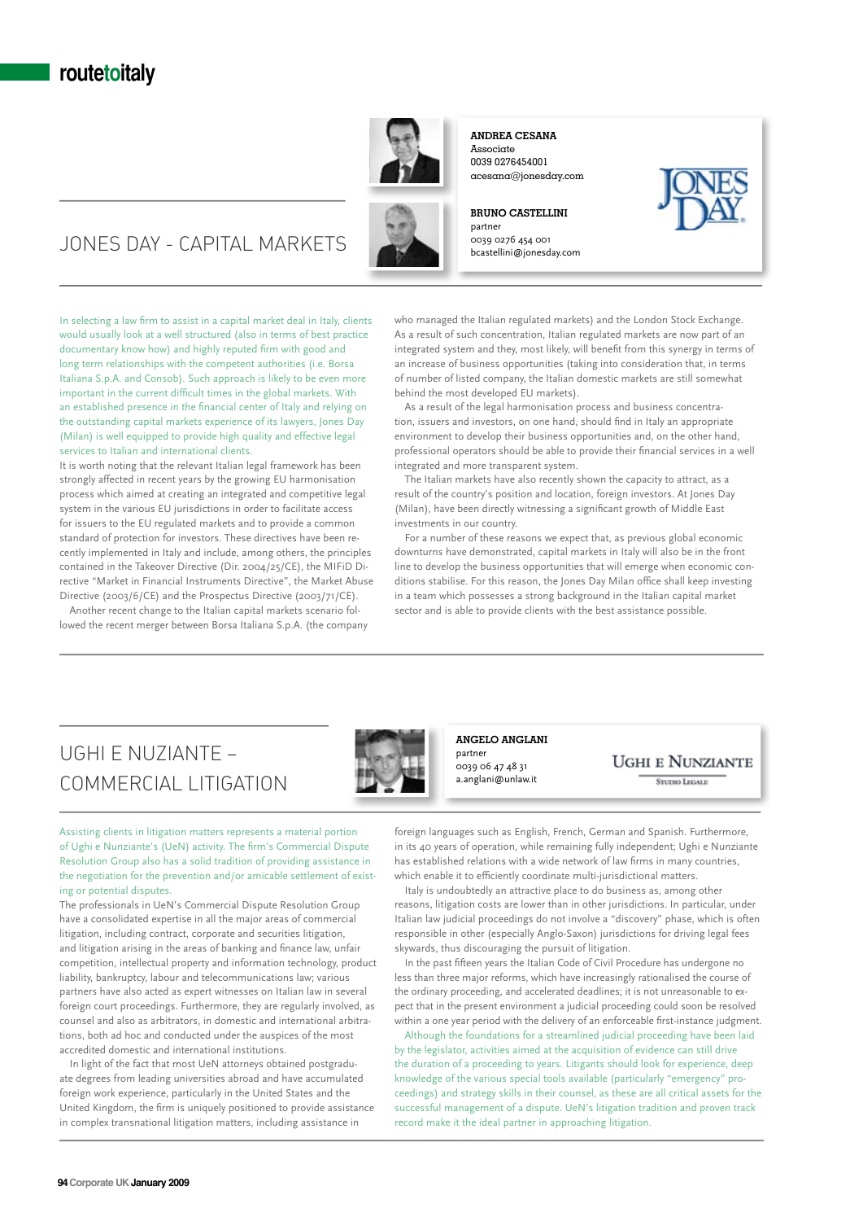## JONES DAY - CAPITAL MARKETS

**ANDREA CESANA**
Associate
0039 0276454001
acesana@jonesday.com

**BRUNO CASTELLINI**
partner
0039 0276 454 001
bcastellini@jonesday.com

In selecting a law firm to assist in a capital market deal in Italy, clients would usually look at a well structured (also in terms of best practice documentary know how) and highly reputed firm with good and long term relationships with the competent authorities (i.e. Borsa Italiana S.p.A. and Consob). Such approach is likely to be even more important in the current difficult times in the global markets. With an established presence in the financial center of Italy and relying on the outstanding capital markets experience of its lawyers, Jones Day (Milan) is well equipped to provide high quality and effective legal services to Italian and international clients.

It is worth noting that the relevant Italian legal framework has been strongly affected in recent years by the growing EU harmonisation process which aimed at creating an integrated and competitive legal system in the various EU jurisdictions in order to facilitate access for issuers to the EU regulated markets and to provide a common standard of protection for investors. These directives have been recently implemented in Italy and include, among others, the principles contained in the Takeover Directive (Dir. 2004/25/CE), the MIFiD Directive "Market in Financial Instruments Directive", the Market Abuse Directive (2003/6/CE) and the Prospectus Directive (2003/71/CE).

Another recent change to the Italian capital markets scenario followed the recent merger between Borsa Italiana S.p.A. (the company who managed the Italian regulated markets) and the London Stock Exchange. As a result of such concentration, Italian regulated markets are now part of an integrated system and they, most likely, will benefit from this synergy in terms of an increase of business opportunities (taking into consideration that, in terms of number of listed company, the Italian domestic markets are still somewhat behind the most developed EU markets).

As a result of the legal harmonisation process and business concentration, issuers and investors, on one hand, should find in Italy an appropriate environment to develop their business opportunities and, on the other hand, professional operators should be able to provide their financial services in a well integrated and more transparent system.

The Italian markets have also recently shown the capacity to attract, as a result of the country's position and location, foreign investors. At Jones Day (Milan), have been directly witnessing a significant growth of Middle East investments in our country.

For a number of these reasons we expect that, as previous global economic downturns have demonstrated, capital markets in Italy will also be in the front line to develop the business opportunities that will emerge when economic conditions stabilise. For this reason, the Jones Day Milan office shall keep investing in a team which possesses a strong background in the Italian capital market sector and is able to provide clients with the best assistance possible.

## UGHI E NUZIANTE – COMMERCIAL LITIGATION

**ANGELO ANGLANI**
partner
0039 06 47 48 31
a.anglani@unlaw.it

Assisting clients in litigation matters represents a material portion of Ughi e Nunziante's (UeN) activity. The firm's Commercial Dispute Resolution Group also has a solid tradition of providing assistance in the negotiation for the prevention and/or amicable settlement of existing or potential disputes.

The professionals in UeN's Commercial Dispute Resolution Group have a consolidated expertise in all the major areas of commercial litigation, including contract, corporate and securities litigation, and litigation arising in the areas of banking and finance law, unfair competition, intellectual property and information technology, product liability, bankruptcy, labour and telecommunications law; various partners have also acted as expert witnesses on Italian law in several foreign court proceedings. Furthermore, they are regularly involved, as counsel and also as arbitrators, in domestic and international arbitrations, both ad hoc and conducted under the auspices of the most accredited domestic and international institutions.

In light of the fact that most UeN attorneys obtained postgraduate degrees from leading universities abroad and have accumulated foreign work experience, particularly in the United States and the United Kingdom, the firm is uniquely positioned to provide assistance in complex transnational litigation matters, including assistance in foreign languages such as English, French, German and Spanish. Furthermore, in its 40 years of operation, while remaining fully independent; Ughi e Nunziante has established relations with a wide network of law firms in many countries, which enable it to efficiently coordinate multi-jurisdictional matters.

Italy is undoubtedly an attractive place to do business as, among other reasons, litigation costs are lower than in other jurisdictions. In particular, under Italian law judicial proceedings do not involve a "discovery" phase, which is often responsible in other (especially Anglo-Saxon) jurisdictions for driving legal fees skywards, thus discouraging the pursuit of litigation.

In the past fifteen years the Italian Code of Civil Procedure has undergone no less than three major reforms, which have increasingly rationalised the course of the ordinary proceeding, and accelerated deadlines; it is not unreasonable to expect that in the present environment a judicial proceeding could soon be resolved within a one year period with the delivery of an enforceable first-instance judgment.

Although the foundations for a streamlined judicial proceeding have been laid by the legislator, activities aimed at the acquisition of evidence can still drive the duration of a proceeding to years. Litigants should look for experience, deep knowledge of the various special tools available (particularly "emergency" proceedings) and strategy skills in their counsel, as these are all critical assets for the successful management of a dispute. UeN's litigation tradition and proven track record make it the ideal partner in approaching litigation.